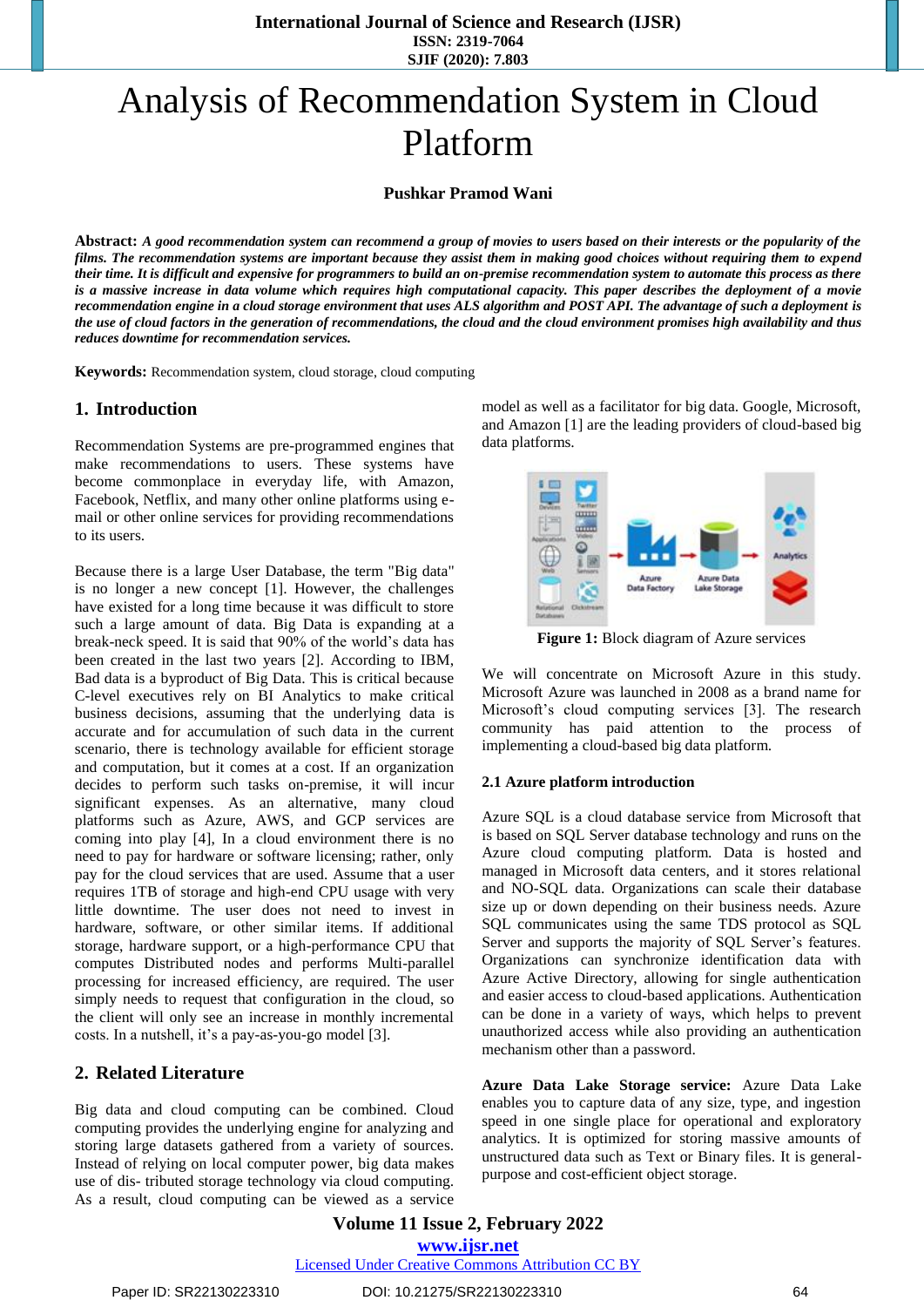# Analysis of Recommendation System in Cloud Platform

**Pushkar Pramod Wani**

**Abstract:** *A good recommendation system can recommend a group of movies to users based on their interests or the popularity of the films. The recommendation systems are important because they assist them in making good choices without requiring them to expend their time. It is difficult and expensive for programmers to build an on-premise recommendation system to automate this process as there is a massive increase in data volume which requires high computational capacity. This paper describes the deployment of a movie recommendation engine in a cloud storage environment that uses ALS algorithm and POST API. The advantage of such a deployment is the use of cloud factors in the generation of recommendations, the cloud and the cloud environment promises high availability and thus reduces downtime for recommendation services.*

**Keywords:** Recommendation system, cloud storage, cloud computing

## 1. Introduction

Recommendation Systems are pre-programmed engines that make recommendations to users. These systems have become commonplace in everyday life, with Amazon, Facebook, Netflix, and many other online platforms using e-mail or other online services for providing recommendations to its users.

Because there is a large User Database, the term "Big data" is no longer a new concept [1]. However, the challenges have existed for a long time because it was difficult to store such a large amount of data. Big Data is expanding at a break-neck speed. It is said that 90% of the world's data has been created in the last two years [2]. According to IBM, Bad data is a byproduct of Big Data. This is critical because C-level executives rely on BI Analytics to make critical business decisions, assuming that the underlying data is accurate and for accumulation of such data in the current scenario, there is technology available for efficient storage and computation, but it comes at a cost. If an organization decides to perform such tasks on-premise, it will incur significant expenses. As an alternative, many cloud platforms such as Azure, AWS, and GCP services are coming into play [4], In a cloud environment there is no need to pay for hardware or software licensing; rather, only pay for the cloud services that are used. Assume that a user requires 1TB of storage and high-end CPU usage with very little downtime. The user does not need to invest in hardware, software, or other similar items. If additional storage, hardware support, or a high-performance CPU that computes Distributed nodes and performs Multi-parallel processing for increased efficiency, are required. The user simply needs to request that configuration in the cloud, so the client will only see an increase in monthly incremental costs. In a nutshell, it's a pay-as-you-go model [3].

## 2. Related Literature

Big data and cloud computing can be combined. Cloud computing provides the underlying engine for analyzing and storing large datasets gathered from a variety of sources. Instead of relying on local computer power, big data makes use of dis- tributed storage technology via cloud computing. As a result, cloud computing can be viewed as a service model as well as a facilitator for big data. Google, Microsoft, and Amazon [1] are the leading providers of cloud-based big data platforms.

**Figure 1:** Block diagram of Azure services

We will concentrate on Microsoft Azure in this study. Microsoft Azure was launched in 2008 as a brand name for Microsoft's cloud computing services [3]. The research community has paid attention to the process of implementing a cloud-based big data platform.

### 2.1 Azure platform introduction

Azure SQL is a cloud database service from Microsoft that is based on SQL Server database technology and runs on the Azure cloud computing platform. Data is hosted and managed in Microsoft data centers, and it stores relational and NO-SQL data. Organizations can scale their database size up or down depending on their business needs. Azure SQL communicates using the same TDS protocol as SQL Server and supports the majority of SQL Server's features. Organizations can synchronize identification data with Azure Active Directory, allowing for single authentication and easier access to cloud-based applications. Authentication can be done in a variety of ways, which helps to prevent unauthorized access while also providing an authentication mechanism other than a password.

**Azure Data Lake Storage service:** Azure Data Lake enables you to capture data of any size, type, and ingestion speed in one single place for operational and exploratory analytics. It is optimized for storing massive amounts of unstructured data such as Text or Binary files. It is general-purpose and cost-efficient object storage.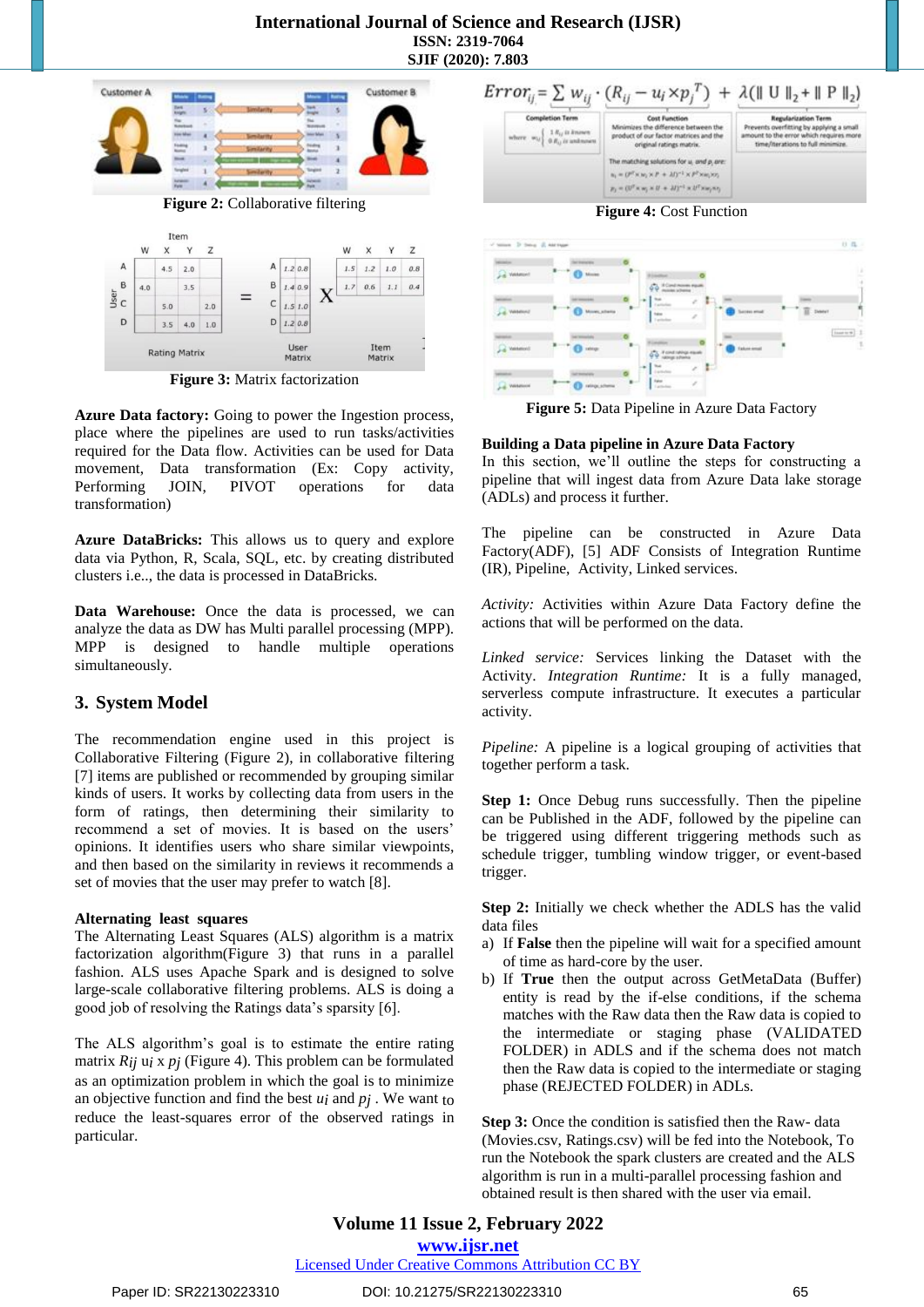Figure 2: Collaborative filtering

Figure 3: Matrix factorization

**Azure Data factory:** Going to power the Ingestion process, place where the pipelines are used to run tasks/activities required for the Data flow. Activities can be used for Data movement, Data transformation (Ex: Copy activity, Performing JOIN, PIVOT operations for data transformation)

**Azure DataBricks:** This allows us to query and explore data via Python, R, Scala, SQL, etc. by creating distributed clusters i.e.., the data is processed in DataBricks.

**Data Warehouse:** Once the data is processed, we can analyze the data as DW has Multi parallel processing (MPP). MPP is designed to handle multiple operations simultaneously.

## 3. System Model

The recommendation engine used in this project is Collaborative Filtering (Figure 2), in collaborative filtering [7] items are published or recommended by grouping similar kinds of users. It works by collecting data from users in the form of ratings, then determining their similarity to recommend a set of movies. It is based on the users' opinions. It identifies users who share similar viewpoints, and then based on the similarity in reviews it recommends a set of movies that the user may prefer to watch [8].

**Alternating least squares**

The Alternating Least Squares (ALS) algorithm is a matrix factorization algorithm(Figure 3) that runs in a parallel fashion. ALS uses Apache Spark and is designed to solve large-scale collaborative filtering problems. ALS is doing a good job of resolving the Ratings data's sparsity [6].

The ALS algorithm's goal is to estimate the entire rating matrix $R_{ij}$ $u_i$ x $p_j$ (Figure 4). This problem can be formulated as an optimization problem in which the goal is to minimize an objective function and find the best $u_i$ and $p_j$ . We want to reduce the least-squares error of the observed ratings in particular.

$$Error_{ij} = \sum w_{ij} \cdot (R_{ij} - u_i \times p_j^T) + \lambda(\| U \|_2 + \| P \|_2)$$

Figure 4: Cost Function

Figure 5: Data Pipeline in Azure Data Factory

**Building a Data pipeline in Azure Data Factory**

In this section, we'll outline the steps for constructing a pipeline that will ingest data from Azure Data lake storage (ADLs) and process it further.

The pipeline can be constructed in Azure Data Factory(ADF), [5] ADF Consists of Integration Runtime (IR), Pipeline, Activity, Linked services.

*Activity:* Activities within Azure Data Factory define the actions that will be performed on the data.

*Linked service:* Services linking the Dataset with the Activity. *Integration Runtime:* It is a fully managed, serverless compute infrastructure. It executes a particular activity.

*Pipeline:* A pipeline is a logical grouping of activities that together perform a task.

**Step 1:** Once Debug runs successfully. Then the pipeline can be Published in the ADF, followed by the pipeline can be triggered using different triggering methods such as schedule trigger, tumbling window trigger, or event-based trigger.

**Step 2:** Initially we check whether the ADLS has the valid data files

a) If **False** then the pipeline will wait for a specified amount of time as hard-core by the user.
b) If **True** then the output across GetMetaData (Buffer) entity is read by the if-else conditions, if the schema matches with the Raw data then the Raw data is copied to the intermediate or staging phase (VALIDATED FOLDER) in ADLS and if the schema does not match then the Raw data is copied to the intermediate or staging phase (REJECTED FOLDER) in ADLs.

**Step 3:** Once the condition is satisfied then the Raw- data (Movies.csv, Ratings.csv) will be fed into the Notebook, To run the Notebook the spark clusters are created and the ALS algorithm is run in a multi-parallel processing fashion and obtained result is then shared with the user via email.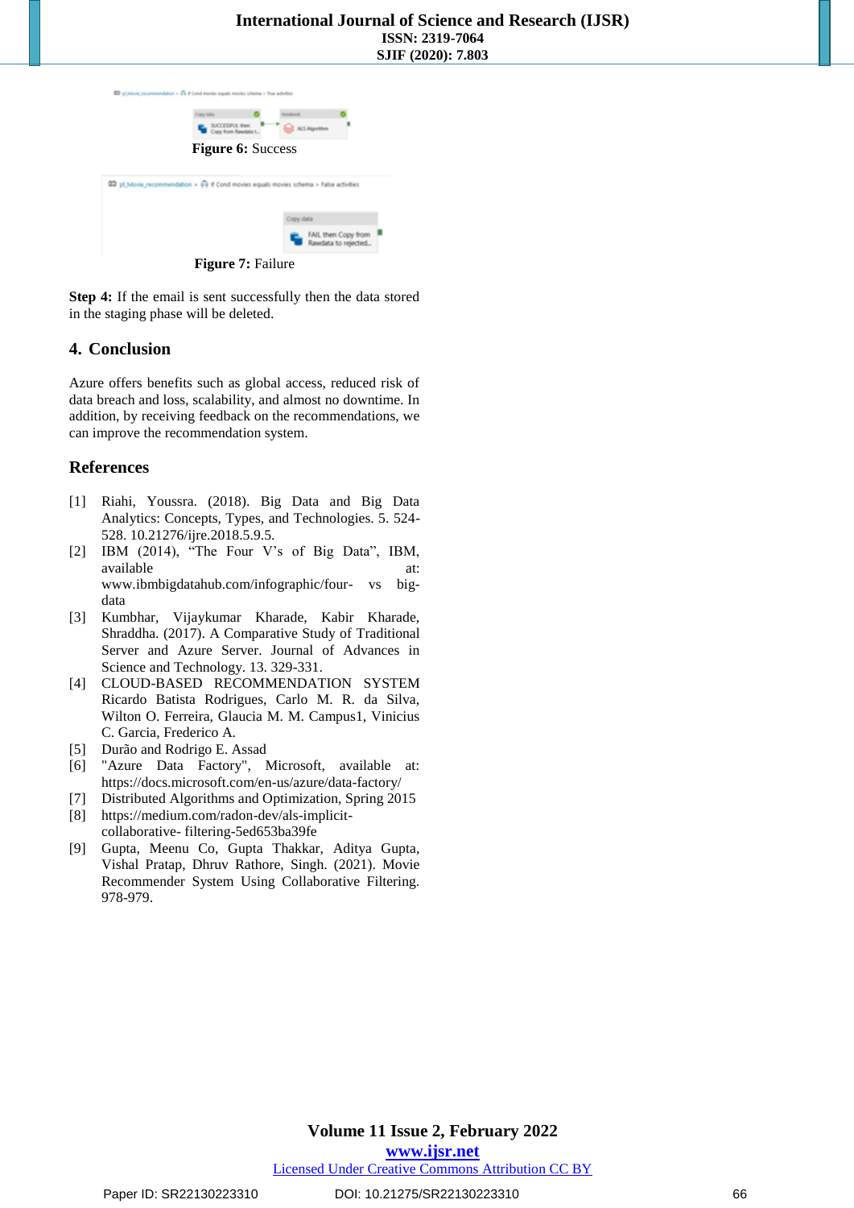**Figure 6:** Success

**Figure 7:** Failure

**Step 4:** If the email is sent successfully then the data stored in the staging phase will be deleted.

## 4. Conclusion

Azure offers benefits such as global access, reduced risk of data breach and loss, scalability, and almost no downtime. In addition, by receiving feedback on the recommendations, we can improve the recommendation system.

## References

[1] Riahi, Youssra. (2018). Big Data and Big Data Analytics: Concepts, Types, and Technologies. 5. 524-528. 10.21276/ijre.2018.5.9.5.

[2] IBM (2014), "The Four V's of Big Data", IBM, available at: www.ibmbigdatahub.com/infographic/four- vs big-data

[3] Kumbhar, Vijaykumar Kharade, Kabir Kharade, Shraddha. (2017). A Comparative Study of Traditional Server and Azure Server. Journal of Advances in Science and Technology. 13. 329-331.

[4] CLOUD-BASED RECOMMENDATION SYSTEM Ricardo Batista Rodrigues, Carlo M. R. da Silva, Wilton O. Ferreira, Glaucia M. M. Campus1, Vinicius C. Garcia, Frederico A.

[5] Durão and Rodrigo E. Assad

[6] "Azure Data Factory", Microsoft, available at: https://docs.microsoft.com/en-us/azure/data-factory/

[7] Distributed Algorithms and Optimization, Spring 2015

[8] https://medium.com/radon-dev/als-implicit-collaborative- filtering-5ed653ba39fe

[9] Gupta, Meenu Co, Gupta Thakkar, Aditya Gupta, Vishal Pratap, Dhruv Rathore, Singh. (2021). Movie Recommender System Using Collaborative Filtering. 978-979.